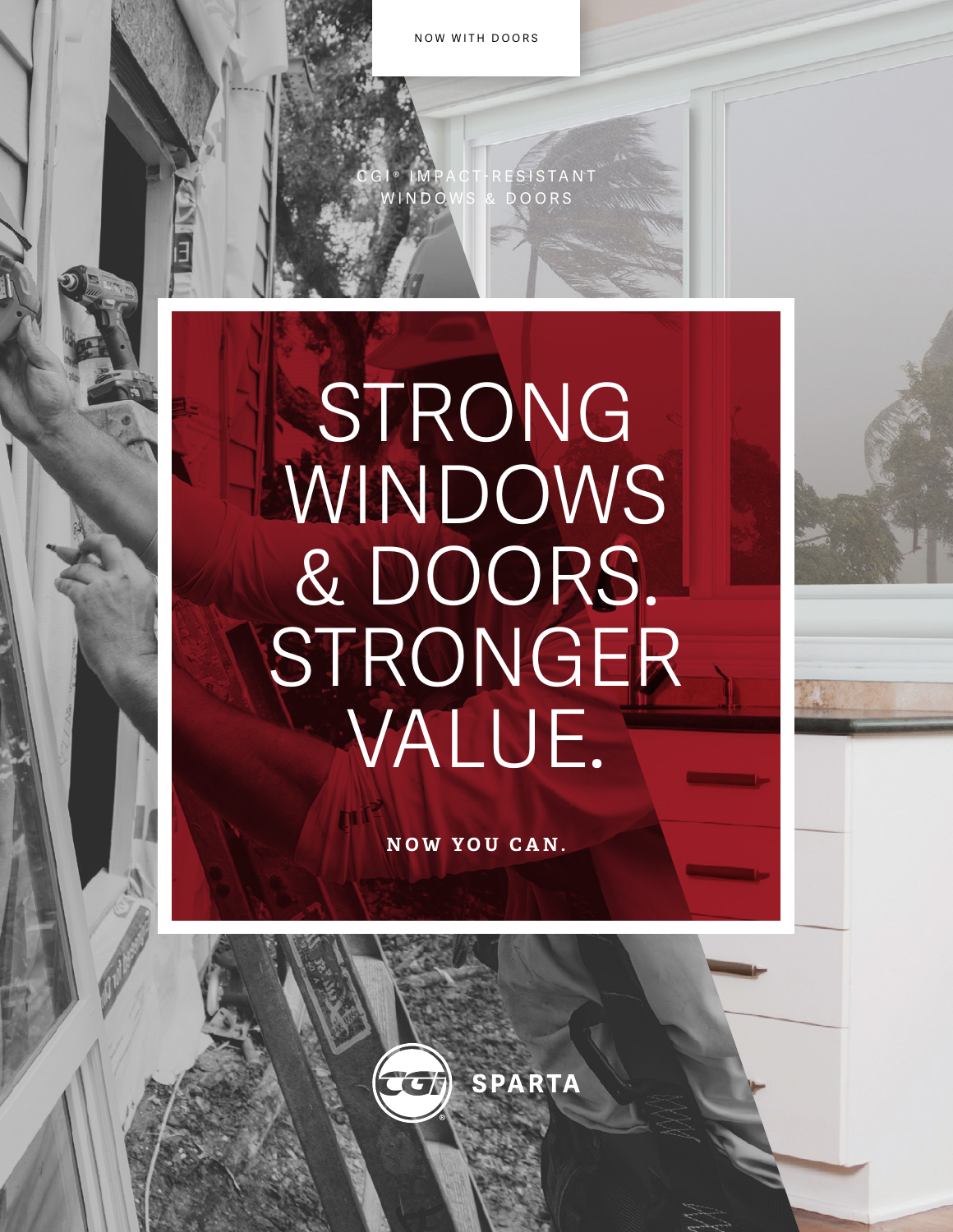NOW WITH DOORS

CGI® IMPACT-RESISTANT WINDOWS & DOORS

# STRONG WINDOWS & DOORS. STRONGER VALUE.

**NOW YOU CAN.**

SPARTA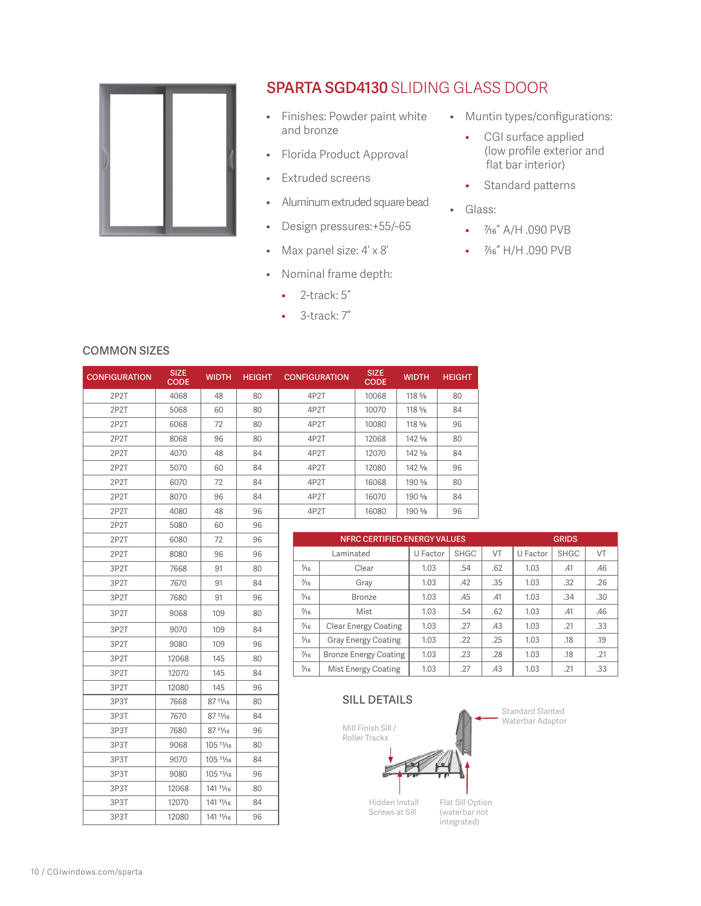# SPARTA SGD4130 SLIDING GLASS DOOR

- Finishes: Powder paint white and bronze
- Florida Product Approval
- Extruded screens
- Aluminum extruded square bead
- Design pressures:+55/-65
- Max panel size: 4′ x 8′
- Nominal frame depth:
  - 2-track: 5″
  - 3-track: 7″
- Muntin types/configurations:
  - CGI surface applied (low profile exterior and flat bar interior)
  - Standard patterns
- Glass:
  - 7⁄16″ A/H .090 PVB
  - 7⁄16″ H/H .090 PVB

## COMMON SIZES

| CONFIGURATION | SIZE CODE | WIDTH | HEIGHT |
|---|---|---|---|
| 2P2T | 4068 | 48 | 80 |
| 2P2T | 5068 | 60 | 80 |
| 2P2T | 6068 | 72 | 80 |
| 2P2T | 8068 | 96 | 80 |
| 2P2T | 4070 | 48 | 84 |
| 2P2T | 5070 | 60 | 84 |
| 2P2T | 6070 | 72 | 84 |
| 2P2T | 8070 | 96 | 84 |
| 2P2T | 4080 | 48 | 96 |
| 2P2T | 5080 | 60 | 96 |
| 2P2T | 6080 | 72 | 96 |
| 2P2T | 8080 | 96 | 96 |
| 3P2T | 7668 | 91 | 80 |
| 3P2T | 7670 | 91 | 84 |
| 3P2T | 7680 | 91 | 96 |
| 3P2T | 9068 | 109 | 80 |
| 3P2T | 9070 | 109 | 84 |
| 3P2T | 9080 | 109 | 96 |
| 3P2T | 12068 | 145 | 80 |
| 3P2T | 12070 | 145 | 84 |
| 3P2T | 12080 | 145 | 96 |
| 3P3T | 7668 | 87 11⁄16 | 80 |
| 3P3T | 7670 | 87 11⁄16 | 84 |
| 3P3T | 7680 | 87 11⁄16 | 96 |
| 3P3T | 9068 | 105 11⁄16 | 80 |
| 3P3T | 9070 | 105 11⁄16 | 84 |
| 3P3T | 9080 | 105 11⁄16 | 96 |
| 3P3T | 12068 | 141 11⁄16 | 80 |
| 3P3T | 12070 | 141 11⁄16 | 84 |
| 3P3T | 12080 | 141 11⁄16 | 96 |
| 4P2T | 10068 | 118 5⁄8 | 80 |
| 4P2T | 10070 | 118 5⁄8 | 84 |
| 4P2T | 10080 | 118 5⁄8 | 96 |
| 4P2T | 12068 | 142 5⁄8 | 80 |
| 4P2T | 12070 | 142 5⁄8 | 84 |
| 4P2T | 12080 | 142 5⁄8 | 96 |
| 4P2T | 16068 | 190 5⁄8 | 80 |
| 4P2T | 16070 | 190 5⁄8 | 84 |
| 4P2T | 16080 | 190 5⁄8 | 96 |

| NFRC CERTIFIED ENERGY VALUES | | | | | GRIDS | | |
|---|---|---|---|---|---|---|---|
| Laminated | | U Factor | SHGC | VT | U Factor | SHGC | VT |
| 7⁄16 | Clear | 1.03 | .54 | .62 | 1.03 | .41 | .46 |
| 7⁄16 | Gray | 1.03 | .42 | .35 | 1.03 | .32 | .26 |
| 7⁄16 | Bronze | 1.03 | .45 | .41 | 1.03 | .34 | .30 |
| 7⁄16 | Mist | 1.03 | .54 | .62 | 1.03 | .41 | .46 |
| 7⁄16 | Clear Energy Coating | 1.03 | .27 | .43 | 1.03 | .21 | .33 |
| 7⁄16 | Gray Energy Coating | 1.03 | .22 | .25 | 1.03 | .18 | .19 |
| 7⁄16 | Bronze Energy Coating | 1.03 | .23 | .28 | 1.03 | .18 | .21 |
| 7⁄16 | Mist Energy Coating | 1.03 | .27 | .43 | 1.03 | .21 | .33 |

## SILL DETAILS

Mill Finish Sill / Roller Tracks

Standard Slanted Waterbar Adaptor

Hidden Install Screws at Sill

Flat Sill Option (waterbar not integrated)